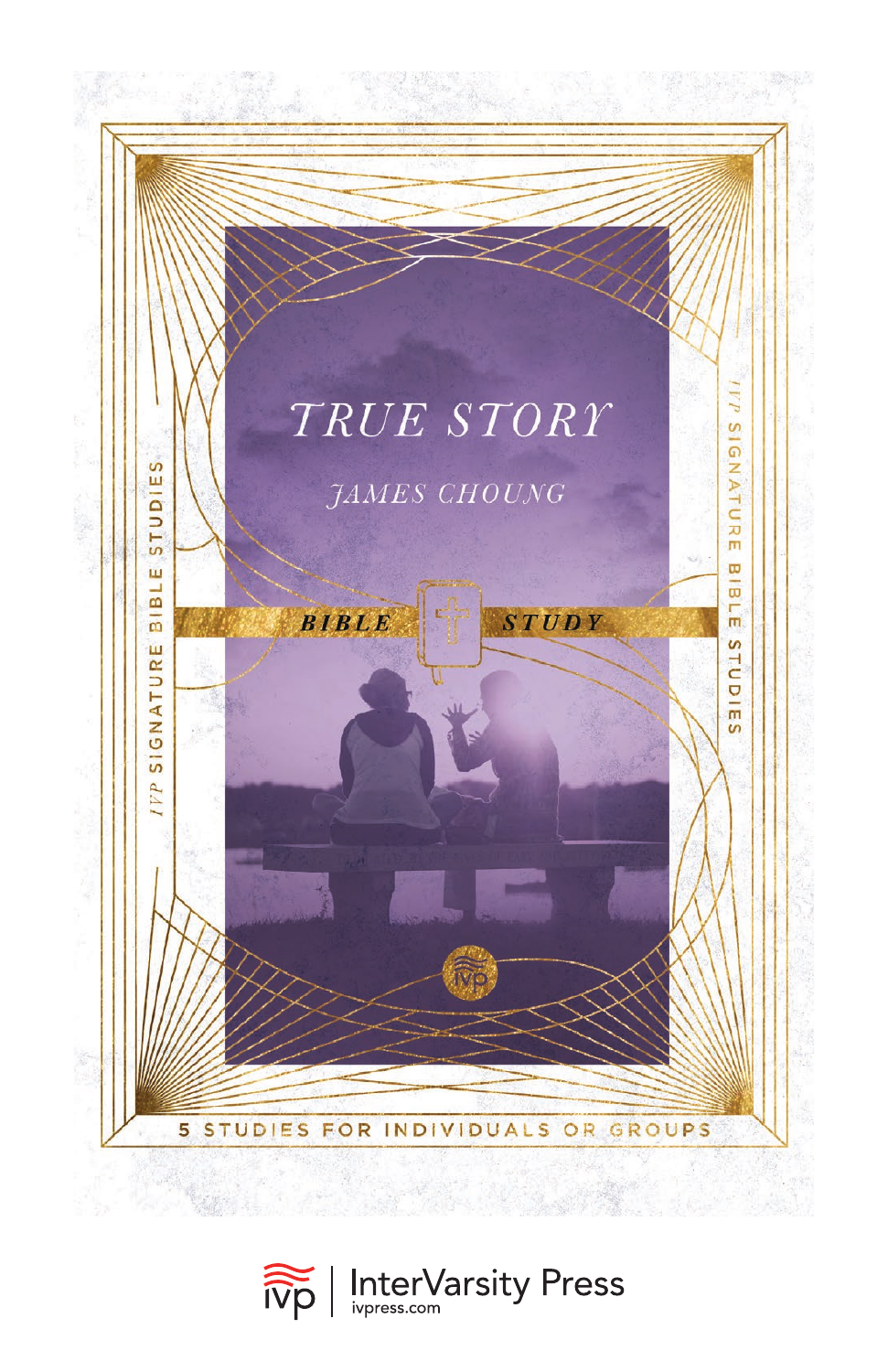# TRUE STORY

*JAMES CHOUNG*

**BIBLE STUDY**

IVP SIGNATURE BIBLE STUDIES

5 STUDIES FOR INDIVIDUALS OR GROUPS

InterVarsity Press
ivpress.com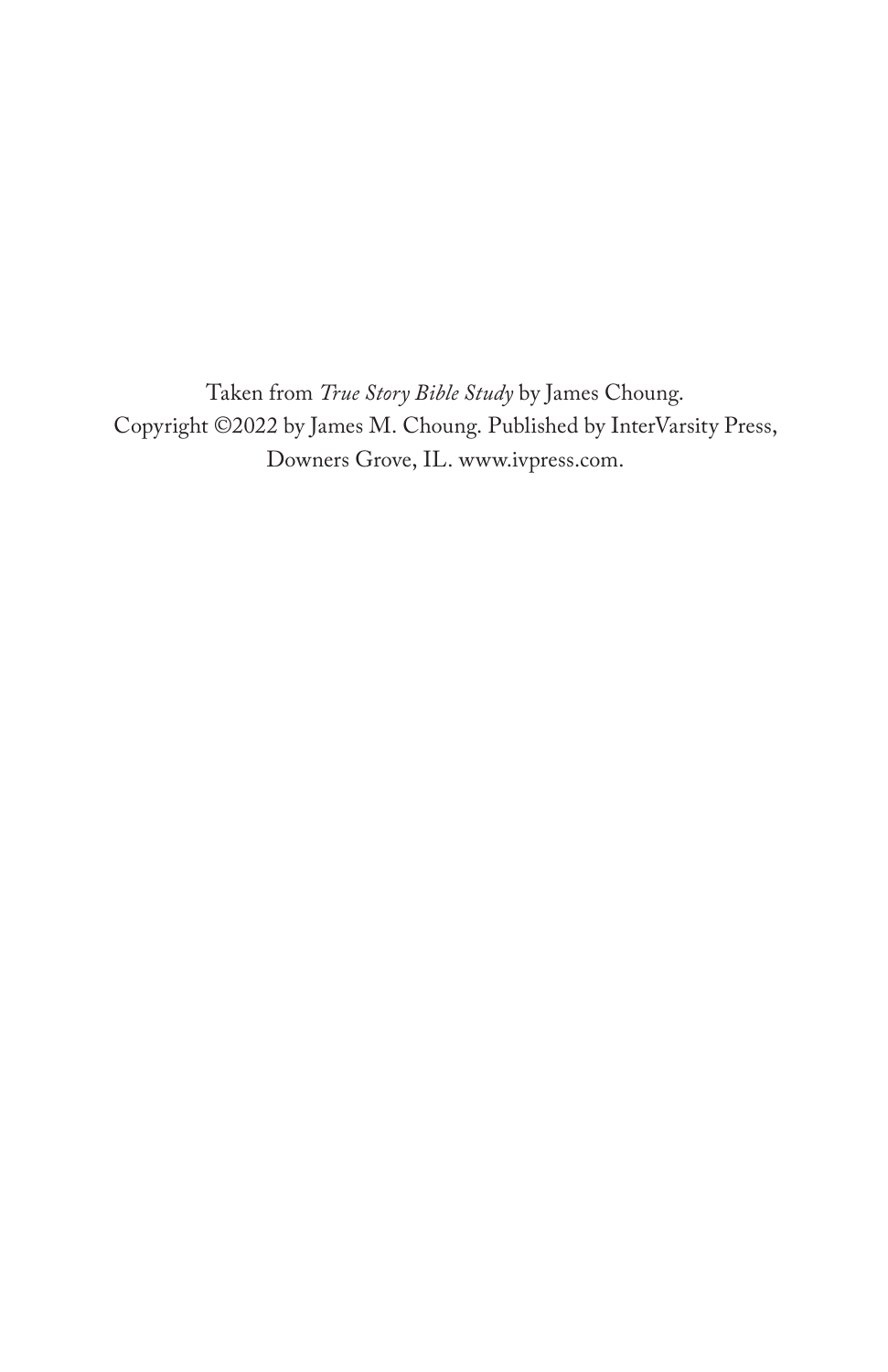Taken from *True Story Bible Study* by James Choung.
Copyright ©2022 by James M. Choung. Published by InterVarsity Press, Downers Grove, IL. www.ivpress.com.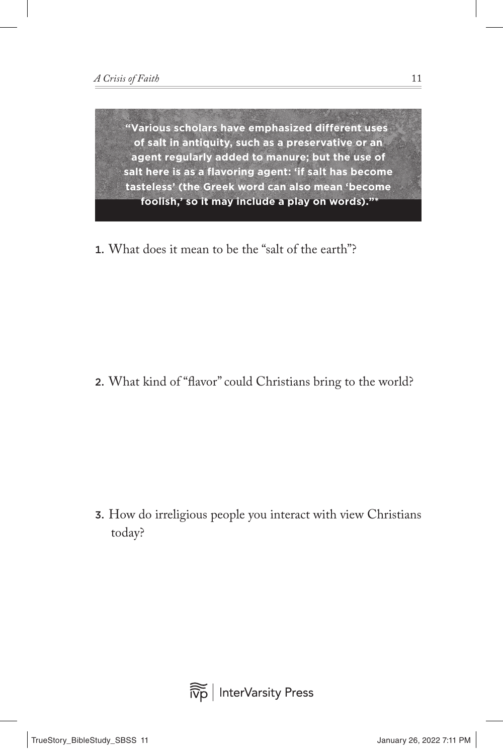> **“Various scholars have emphasized different uses of salt in antiquity, such as a preservative or an agent regularly added to manure; but the use of salt here is as a flavoring agent: ‘if salt has become tasteless’ (the Greek word can also mean ‘become foolish,’ so it may include a play on words).”***

1. What does it mean to be the “salt of the earth”?

2. What kind of “flavor” could Christians bring to the world?

3. How do irreligious people you interact with view Christians today?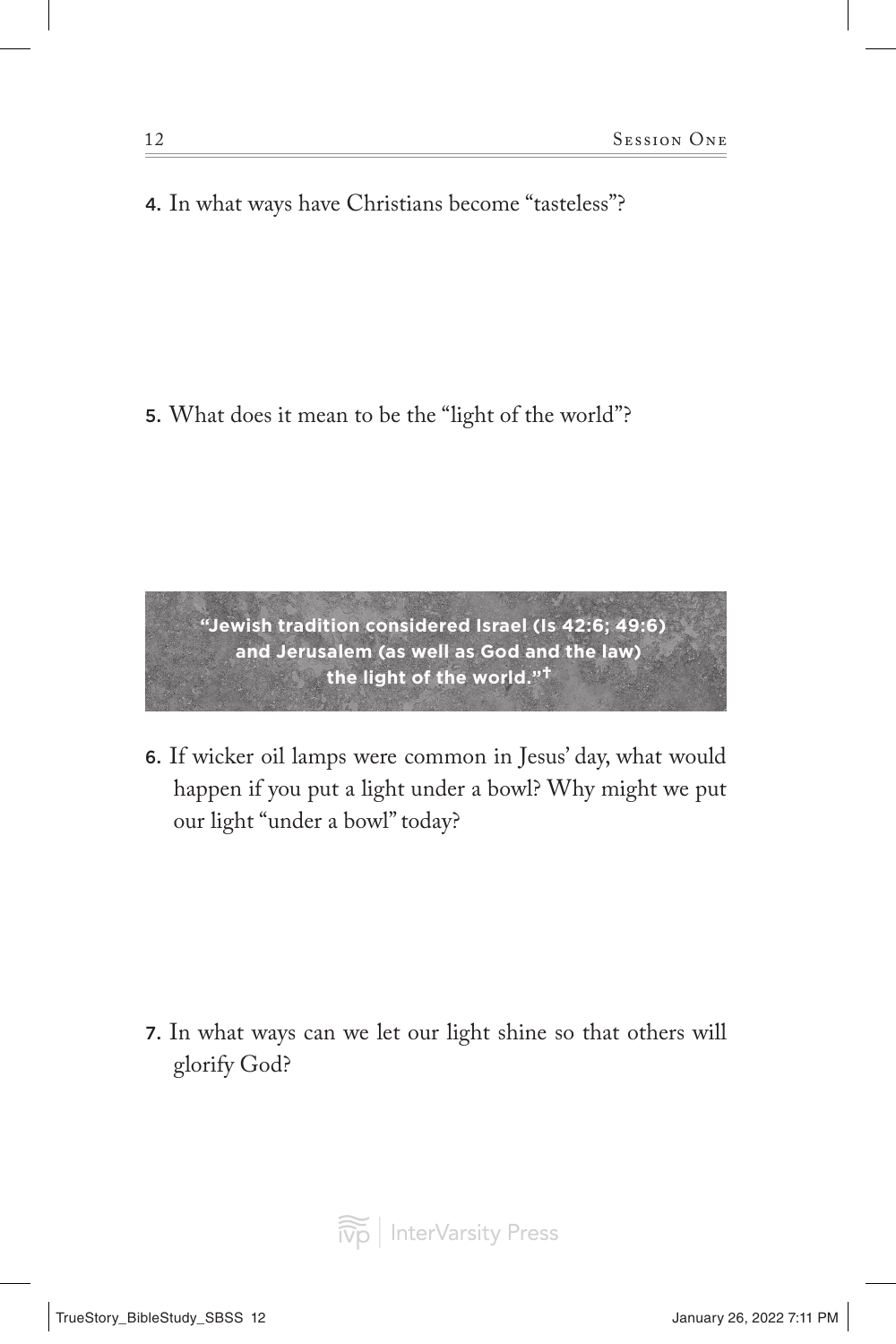4. In what ways have Christians become "tasteless"?

5. What does it mean to be the "light of the world"?

> **"Jewish tradition considered Israel (Is 42:6; 49:6) and Jerusalem (as well as God and the law) the light of the world."†**

6. If wicker oil lamps were common in Jesus' day, what would happen if you put a light under a bowl? Why might we put our light "under a bowl" today?

7. In what ways can we let our light shine so that others will glorify God?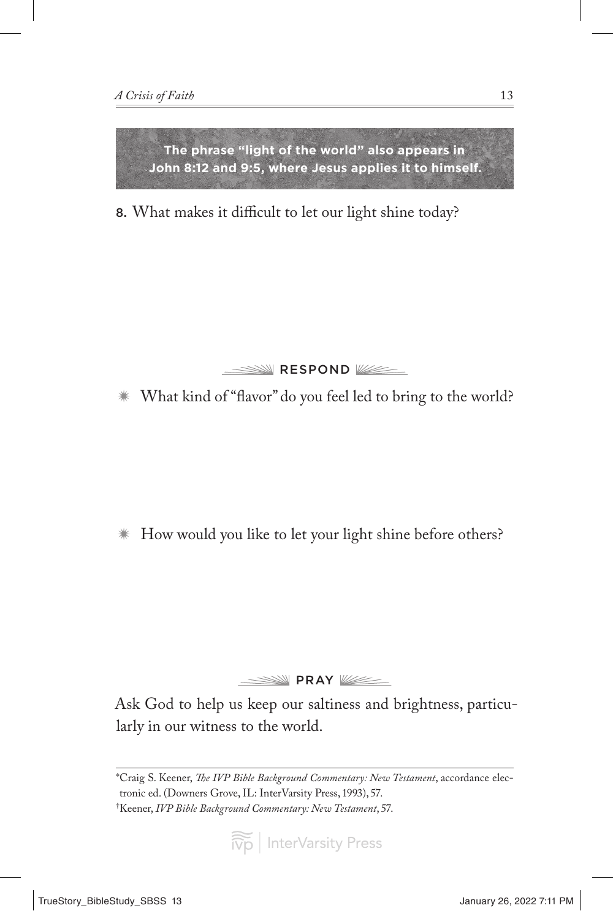**The phrase "light of the world" also appears in John 8:12 and 9:5, where Jesus applies it to himself.**

8. What makes it difficult to let our light shine today?

## RESPOND

✷ What kind of "flavor" do you feel led to bring to the world?

✷ How would you like to let your light shine before others?

## PRAY

Ask God to help us keep our saltiness and brightness, particularly in our witness to the world.

---

*Craig S. Keener, *The IVP Bible Background Commentary: New Testament*, accordance electronic ed. (Downers Grove, IL: InterVarsity Press, 1993), 57.

†Keener, *IVP Bible Background Commentary: New Testament*, 57.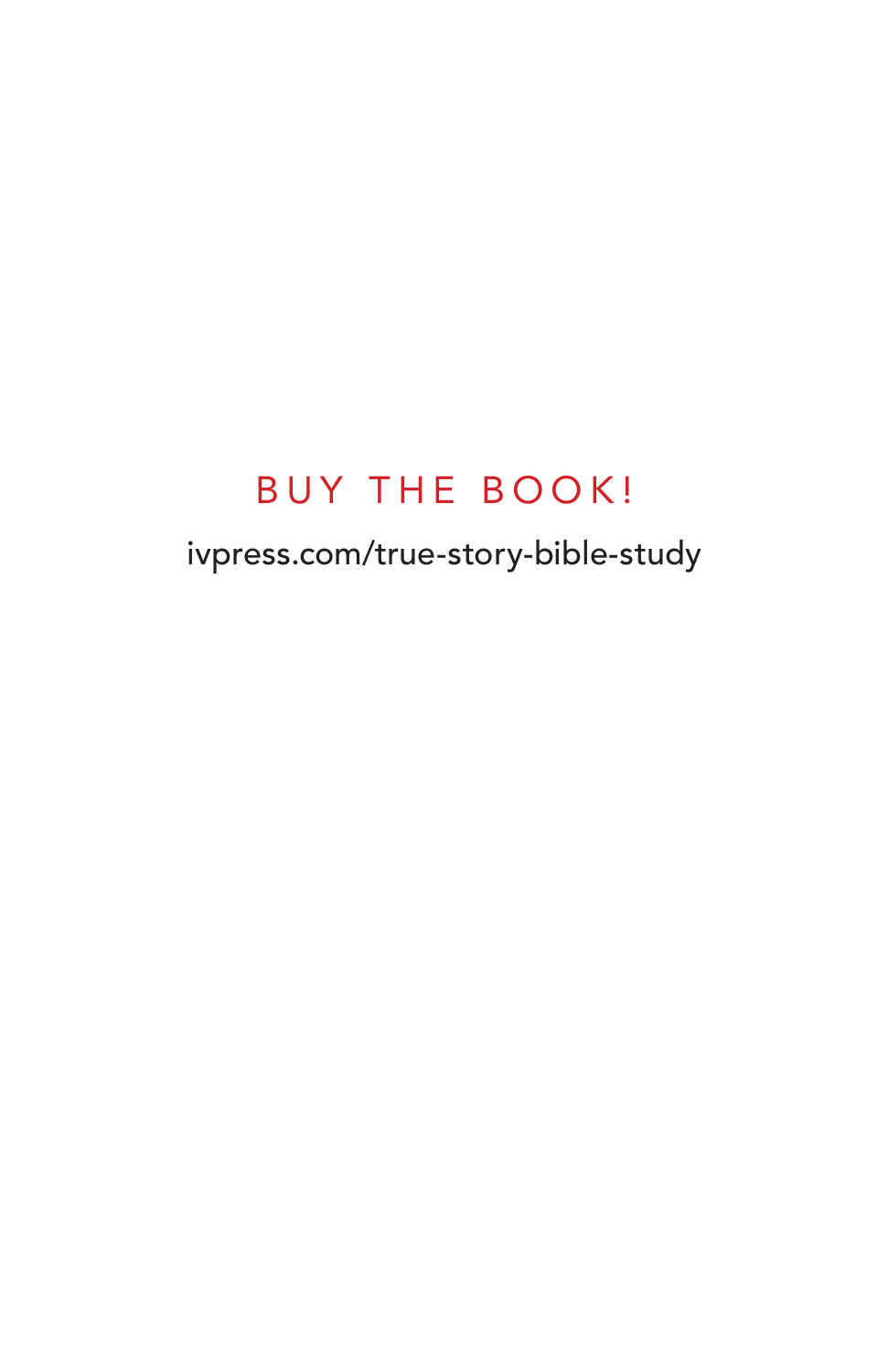BUY THE BOOK!

ivpress.com/true-story-bible-study